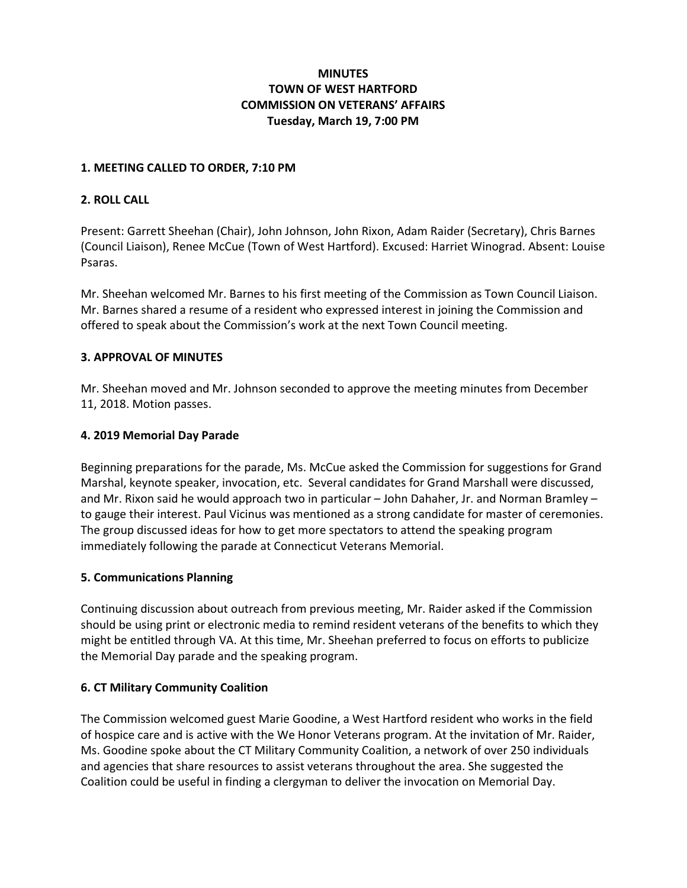**MINUTES**
**TOWN OF WEST HARTFORD**
**COMMISSION ON VETERANS' AFFAIRS**
**Tuesday, March 19, 7:00 PM**

## 1. MEETING CALLED TO ORDER, 7:10 PM

## 2. ROLL CALL

Present: Garrett Sheehan (Chair), John Johnson, John Rixon, Adam Raider (Secretary), Chris Barnes (Council Liaison), Renee McCue (Town of West Hartford). Excused: Harriet Winograd. Absent: Louise Psaras.

Mr. Sheehan welcomed Mr. Barnes to his first meeting of the Commission as Town Council Liaison. Mr. Barnes shared a resume of a resident who expressed interest in joining the Commission and offered to speak about the Commission's work at the next Town Council meeting.

## 3. APPROVAL OF MINUTES

Mr. Sheehan moved and Mr. Johnson seconded to approve the meeting minutes from December 11, 2018. Motion passes.

## 4. 2019 Memorial Day Parade

Beginning preparations for the parade, Ms. McCue asked the Commission for suggestions for Grand Marshal, keynote speaker, invocation, etc. Several candidates for Grand Marshall were discussed, and Mr. Rixon said he would approach two in particular – John Dahaher, Jr. and Norman Bramley – to gauge their interest. Paul Vicinus was mentioned as a strong candidate for master of ceremonies. The group discussed ideas for how to get more spectators to attend the speaking program immediately following the parade at Connecticut Veterans Memorial.

## 5. Communications Planning

Continuing discussion about outreach from previous meeting, Mr. Raider asked if the Commission should be using print or electronic media to remind resident veterans of the benefits to which they might be entitled through VA. At this time, Mr. Sheehan preferred to focus on efforts to publicize the Memorial Day parade and the speaking program.

## 6. CT Military Community Coalition

The Commission welcomed guest Marie Goodine, a West Hartford resident who works in the field of hospice care and is active with the We Honor Veterans program. At the invitation of Mr. Raider, Ms. Goodine spoke about the CT Military Community Coalition, a network of over 250 individuals and agencies that share resources to assist veterans throughout the area. She suggested the Coalition could be useful in finding a clergyman to deliver the invocation on Memorial Day.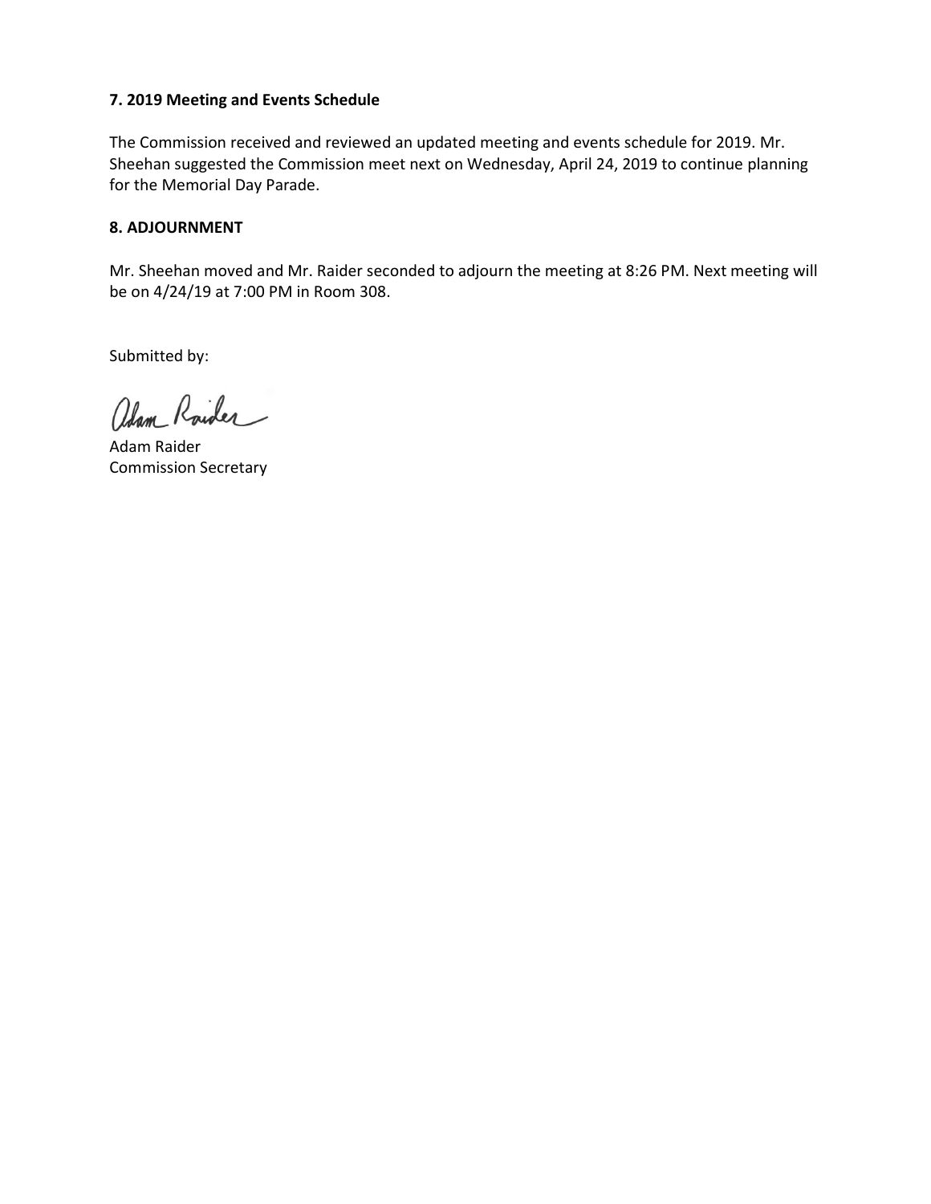**7. 2019 Meeting and Events Schedule**

The Commission received and reviewed an updated meeting and events schedule for 2019. Mr. Sheehan suggested the Commission meet next on Wednesday, April 24, 2019 to continue planning for the Memorial Day Parade.

**8. ADJOURNMENT**

Mr. Sheehan moved and Mr. Raider seconded to adjourn the meeting at 8:26 PM. Next meeting will be on 4/24/19 at 7:00 PM in Room 308.

Submitted by:

Adam Raider
Commission Secretary